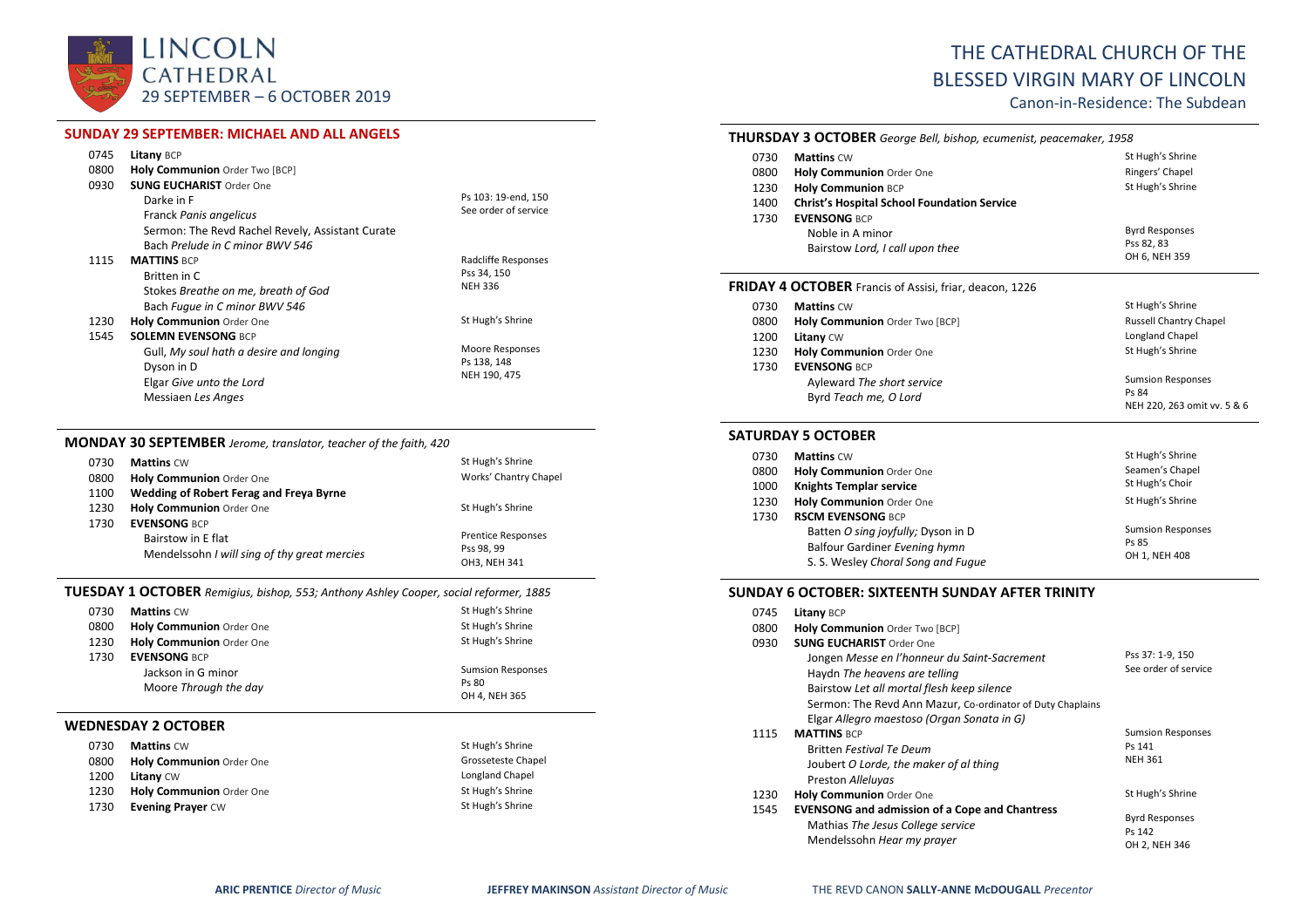# LINCOLN CATHEDRAL
## 29 SEPTEMBER – 6 OCTOBER 2019

# THE CATHEDRAL CHURCH OF THE BLESSED VIRGIN MARY OF LINCOLN

Canon-in-Residence: The Subdean

### SUNDAY 29 SEPTEMBER: MICHAEL AND ALL ANGELS

| | | |
|---|---|---|
| 0745 | **Litany** BCP | |
| 0800 | **Holy Communion** Order Two [BCP] | |
| 0930 | **SUNG EUCHARIST** Order One<br>Darke in F<br>Franck *Panis angelicus*<br>Sermon: The Revd Rachel Revely, Assistant Curate<br>Bach *Prelude in C minor BWV 546* | Ps 103: 19-end, 150<br>See order of service |
| 1115 | **MATTINS** BCP<br>Britten in C<br>Stokes *Breathe on me, breath of God*<br>Bach *Fugue in C minor BWV 546* | Radcliffe Responses<br>Pss 34, 150<br>NEH 336 |
| 1230 | **Holy Communion** Order One | St Hugh's Shrine |
| 1545 | **SOLEMN EVENSONG** BCP<br>Gull, *My soul hath a desire and longing*<br>Dyson in D<br>Elgar *Give unto the Lord*<br>Messiaen *Les Anges* | Moore Responses<br>Ps 138, 148<br>NEH 190, 475 |

### MONDAY 30 SEPTEMBER *Jerome, translator, teacher of the faith, 420*

| | | |
|---|---|---|
| 0730 | **Mattins** CW | St Hugh's Shrine |
| 0800 | **Holy Communion** Order One | Works' Chantry Chapel |
| 1100 | **Wedding of Robert Ferag and Freya Byrne** | |
| 1230 | **Holy Communion** Order One | St Hugh's Shrine |
| 1730 | **EVENSONG** BCP<br>Bairstow in E flat<br>Mendelssohn *I will sing of thy great mercies* | Prentice Responses<br>Pss 98, 99<br>OH3, NEH 341 |

### TUESDAY 1 OCTOBER *Remigius, bishop, 553; Anthony Ashley Cooper, social reformer, 1885*

| | | |
|---|---|---|
| 0730 | **Mattins** CW | St Hugh's Shrine |
| 0800 | **Holy Communion** Order One | St Hugh's Shrine |
| 1230 | **Holy Communion** Order One | St Hugh's Shrine |
| 1730 | **EVENSONG** BCP<br>Jackson in G minor<br>Moore *Through the day* | Sumsion Responses<br>Ps 80<br>OH 4, NEH 365 |

### WEDNESDAY 2 OCTOBER

| | | |
|---|---|---|
| 0730 | **Mattins** CW | St Hugh's Shrine |
| 0800 | **Holy Communion** Order One | Grosseteste Chapel |
| 1200 | **Litany** CW | Longland Chapel |
| 1230 | **Holy Communion** Order One | St Hugh's Shrine |
| 1730 | **Evening Prayer** CW | St Hugh's Shrine |

### THURSDAY 3 OCTOBER *George Bell, bishop, ecumenist, peacemaker, 1958*

| | | |
|---|---|---|
| 0730 | **Mattins** CW | St Hugh's Shrine |
| 0800 | **Holy Communion** Order One | Ringers' Chapel |
| 1230 | **Holy Communion** BCP | St Hugh's Shrine |
| 1400 | **Christ's Hospital School Foundation Service** | |
| 1730 | **EVENSONG** BCP<br>Noble in A minor<br>Bairstow *Lord, I call upon thee* | Byrd Responses<br>Pss 82, 83<br>OH 6, NEH 359 |

### FRIDAY 4 OCTOBER Francis of Assisi, friar, deacon, 1226

| | | |
|---|---|---|
| 0730 | **Mattins** CW | St Hugh's Shrine |
| 0800 | **Holy Communion** Order Two [BCP] | Russell Chantry Chapel |
| 1200 | **Litany** CW | Longland Chapel |
| 1230 | **Holy Communion** Order One | St Hugh's Shrine |
| 1730 | **EVENSONG** BCP<br>Ayleward *The short service*<br>Byrd *Teach me, O Lord* | Sumsion Responses<br>Ps 84<br>NEH 220, 263 omit vv. 5 & 6 |

### SATURDAY 5 OCTOBER

| | | |
|---|---|---|
| 0730 | **Mattins** CW | St Hugh's Shrine |
| 0800 | **Holy Communion** Order One | Seamen's Chapel |
| 1000 | **Knights Templar service** | St Hugh's Choir |
| 1230 | **Holy Communion** Order One | St Hugh's Shrine |
| 1730 | **RSCM EVENSONG** BCP<br>Batten *O sing joyfully;* Dyson in D<br>Balfour Gardiner *Evening hymn*<br>S. S. Wesley *Choral Song and Fugue* | Sumsion Responses<br>Ps 85<br>OH 1, NEH 408 |

### SUNDAY 6 OCTOBER: SIXTEENTH SUNDAY AFTER TRINITY

| | | |
|---|---|---|
| 0745 | **Litany** BCP | |
| 0800 | **Holy Communion** Order Two [BCP] | |
| 0930 | **SUNG EUCHARIST** Order One<br>Jongen *Messe en l'honneur du Saint-Sacrement*<br>Haydn *The heavens are telling*<br>Bairstow *Let all mortal flesh keep silence*<br>Sermon: The Revd Ann Mazur, Co-ordinator of Duty Chaplains<br>Elgar *Allegro maestoso (Organ Sonata in G)* | Pss 37: 1-9, 150<br>See order of service |
| 1115 | **MATTINS** BCP<br>Britten *Festival Te Deum*<br>Joubert *O Lorde, the maker of al thing*<br>Preston *Alleluyas* | Sumsion Responses<br>Ps 141<br>NEH 361 |
| 1230 | **Holy Communion** Order One | St Hugh's Shrine |
| 1545 | **EVENSONG and admission of a Cope and Chantress**<br>Mathias *The Jesus College service*<br>Mendelssohn *Hear my prayer* | Byrd Responses<br>Ps 142<br>OH 2, NEH 346 |

**ARIC PRENTICE** *Director of Music* **JEFFREY MAKINSON** *Assistant Director of Music* THE REVD CANON **SALLY-ANNE McDOUGALL** *Precentor*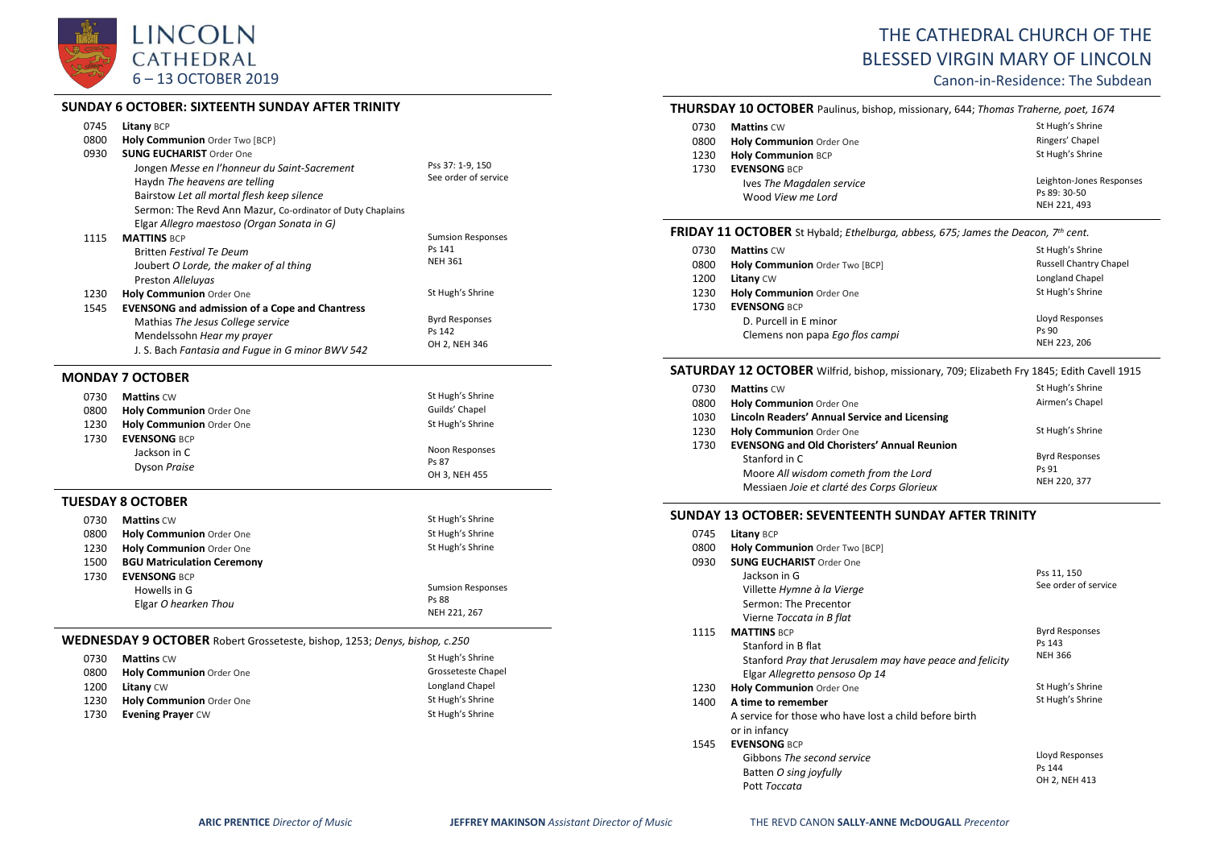# LINCOLN CATHEDRAL
## 6 – 13 OCTOBER 2019

# THE CATHEDRAL CHURCH OF THE BLESSED VIRGIN MARY OF LINCOLN

Canon-in-Residence: The Subdean

## SUNDAY 6 OCTOBER: SIXTEENTH SUNDAY AFTER TRINITY

| | | |
|---|---|---|
| 0745 | **Litany** BCP | |
| 0800 | **Holy Communion** Order Two [BCP} | |
| 0930 | **SUNG EUCHARIST** Order One | |
| | Jongen *Messe en l'honneur du Saint-Sacrement* | Pss 37: 1-9, 150 |
| | Haydn *The heavens are telling* | See order of service |
| | Bairstow *Let all mortal flesh keep silence* | |
| | Sermon: The Revd Ann Mazur, Co-ordinator of Duty Chaplains | |
| | Elgar *Allegro maestoso (Organ Sonata in G)* | |
| 1115 | **MATTINS** BCP | Sumsion Responses |
| | Britten *Festival Te Deum* | Ps 141 |
| | Joubert *O Lorde, the maker of al thing* | NEH 361 |
| | Preston *Alleluyas* | |
| 1230 | **Holy Communion** Order One | St Hugh's Shrine |
| 1545 | **EVENSONG and admission of a Cope and Chantress** | |
| | Mathias *The Jesus College service* | Byrd Responses |
| | Mendelssohn *Hear my prayer* | Ps 142 |
| | J. S. Bach *Fantasia and Fugue in G minor BWV 542* | OH 2, NEH 346 |

## MONDAY 7 OCTOBER

| | | |
|---|---|---|
| 0730 | **Mattins** CW | St Hugh's Shrine |
| 0800 | **Holy Communion** Order One | Guilds' Chapel |
| 1230 | **Holy Communion** Order One | St Hugh's Shrine |
| 1730 | **EVENSONG** BCP | |
| | Jackson in C | Noon Responses |
| | Dyson *Praise* | Ps 87 |
| | | OH 3, NEH 455 |

## TUESDAY 8 OCTOBER

| | | |
|---|---|---|
| 0730 | **Mattins** CW | St Hugh's Shrine |
| 0800 | **Holy Communion** Order One | St Hugh's Shrine |
| 1230 | **Holy Communion** Order One | St Hugh's Shrine |
| 1500 | **BGU Matriculation Ceremony** | |
| 1730 | **EVENSONG** BCP | |
| | Howells in G | Sumsion Responses |
| | Elgar *O hearken Thou* | Ps 88 |
| | | NEH 221, 267 |

## WEDNESDAY 9 OCTOBER Robert Grosseteste, bishop, 1253; *Denys, bishop, c.250*

| | | |
|---|---|---|
| 0730 | **Mattins** CW | St Hugh's Shrine |
| 0800 | **Holy Communion** Order One | Grosseteste Chapel |
| 1200 | **Litany** CW | Longland Chapel |
| 1230 | **Holy Communion** Order One | St Hugh's Shrine |
| 1730 | **Evening Prayer** CW | St Hugh's Shrine |

## THURSDAY 10 OCTOBER Paulinus, bishop, missionary, 644; *Thomas Traherne, poet, 1674*

| | | |
|---|---|---|
| 0730 | **Mattins** CW | St Hugh's Shrine |
| 0800 | **Holy Communion** Order One | Ringers' Chapel |
| 1230 | **Holy Communion** BCP | St Hugh's Shrine |
| 1730 | **EVENSONG** BCP | |
| | Ives *The Magdalen service* | Leighton-Jones Responses |
| | Wood *View me Lord* | Ps 89: 30-50 |
| | | NEH 221, 493 |

## FRIDAY 11 OCTOBER St Hybald; *Ethelburga, abbess, 675; James the Deacon, 7th cent.*

| | | |
|---|---|---|
| 0730 | **Mattins** CW | St Hugh's Shrine |
| 0800 | **Holy Communion** Order Two [BCP] | Russell Chantry Chapel |
| 1200 | **Litany** CW | Longland Chapel |
| 1230 | **Holy Communion** Order One | St Hugh's Shrine |
| 1730 | **EVENSONG** BCP | |
| | D. Purcell in E minor | Lloyd Responses |
| | Clemens non papa *Ego flos campi* | Ps 90 |
| | | NEH 223, 206 |

## SATURDAY 12 OCTOBER Wilfrid, bishop, missionary, 709; Elizabeth Fry 1845; Edith Cavell 1915

| | | |
|---|---|---|
| 0730 | **Mattins** CW | St Hugh's Shrine |
| 0800 | **Holy Communion** Order One | Airmen's Chapel |
| 1030 | **Lincoln Readers' Annual Service and Licensing** | |
| 1230 | **Holy Communion** Order One | St Hugh's Shrine |
| 1730 | **EVENSONG and Old Choristers' Annual Reunion** | |
| | Stanford in C | Byrd Responses |
| | Moore *All wisdom cometh from the Lord* | Ps 91 |
| | Messiaen *Joie et clarté des Corps Glorieux* | NEH 220, 377 |

## SUNDAY 13 OCTOBER: SEVENTEENTH SUNDAY AFTER TRINITY

| | | |
|---|---|---|
| 0745 | **Litany** BCP | |
| 0800 | **Holy Communion** Order Two [BCP] | |
| 0930 | **SUNG EUCHARIST** Order One | |
| | Jackson in G | Pss 11, 150 |
| | Villette *Hymne à la Vierge* | See order of service |
| | Sermon: The Precentor | |
| | Vierne *Toccata in B flat* | |
| 1115 | **MATTINS** BCP | Byrd Responses |
| | Stanford in B flat | Ps 143 |
| | Stanford *Pray that Jerusalem may have peace and felicity* | NEH 366 |
| | Elgar *Allegretto pensoso Op 14* | |
| 1230 | **Holy Communion** Order One | St Hugh's Shrine |
| 1400 | **A time to remember** | St Hugh's Shrine |
| | A service for those who have lost a child before birth or in infancy | |
| 1545 | **EVENSONG** BCP | |
| | Gibbons *The second service* | Lloyd Responses |
| | Batten *O sing joyfully* | Ps 144 |
| | Pott *Toccata* | OH 2, NEH 413 |

**ARIC PRENTICE** *Director of Music* **JEFFREY MAKINSON** *Assistant Director of Music* THE REVD CANON **SALLY-ANNE McDOUGALL** *Precentor*